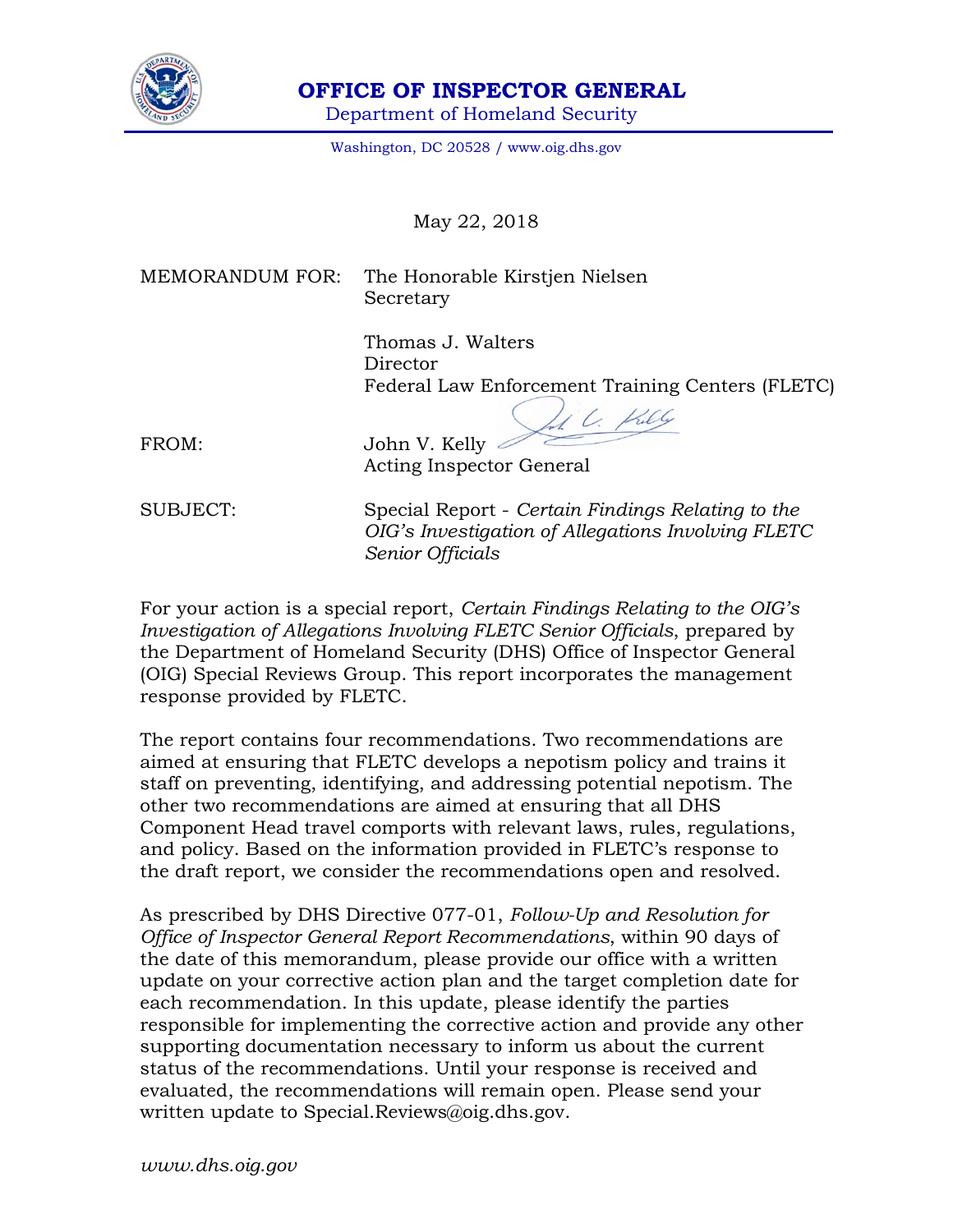# OFFICE OF INSPECTOR GENERAL

Department of Homeland Security

Washington, DC 20528 / www.oig.dhs.gov

May 22, 2018

MEMORANDUM FOR: The Honorable Kirstjen Nielsen
Secretary

Thomas J. Walters
Director
Federal Law Enforcement Training Centers (FLETC)

FROM: John V. Kelly
Acting Inspector General

SUBJECT: Special Report - *Certain Findings Relating to the OIG's Investigation of Allegations Involving FLETC Senior Officials*

For your action is a special report, *Certain Findings Relating to the OIG's Investigation of Allegations Involving FLETC Senior Officials*, prepared by the Department of Homeland Security (DHS) Office of Inspector General (OIG) Special Reviews Group. This report incorporates the management response provided by FLETC.

The report contains four recommendations. Two recommendations are aimed at ensuring that FLETC develops a nepotism policy and trains it staff on preventing, identifying, and addressing potential nepotism. The other two recommendations are aimed at ensuring that all DHS Component Head travel comports with relevant laws, rules, regulations, and policy. Based on the information provided in FLETC's response to the draft report, we consider the recommendations open and resolved.

As prescribed by DHS Directive 077-01, *Follow-Up and Resolution for Office of Inspector General Report Recommendations*, within 90 days of the date of this memorandum, please provide our office with a written update on your corrective action plan and the target completion date for each recommendation. In this update, please identify the parties responsible for implementing the corrective action and provide any other supporting documentation necessary to inform us about the current status of the recommendations. Until your response is received and evaluated, the recommendations will remain open. Please send your written update to Special.Reviews@oig.dhs.gov.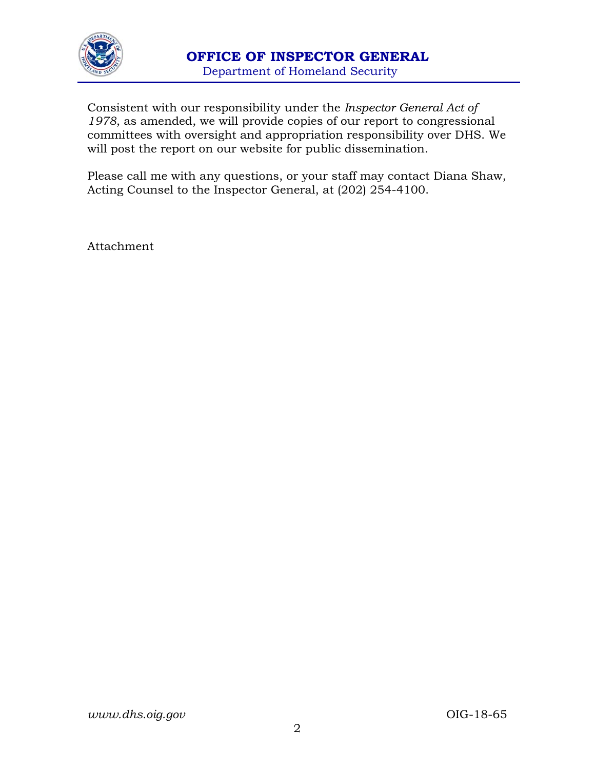Consistent with our responsibility under the *Inspector General Act of 1978*, as amended, we will provide copies of our report to congressional committees with oversight and appropriation responsibility over DHS. We will post the report on our website for public dissemination.

Please call me with any questions, or your staff may contact Diana Shaw, Acting Counsel to the Inspector General, at (202) 254-4100.

Attachment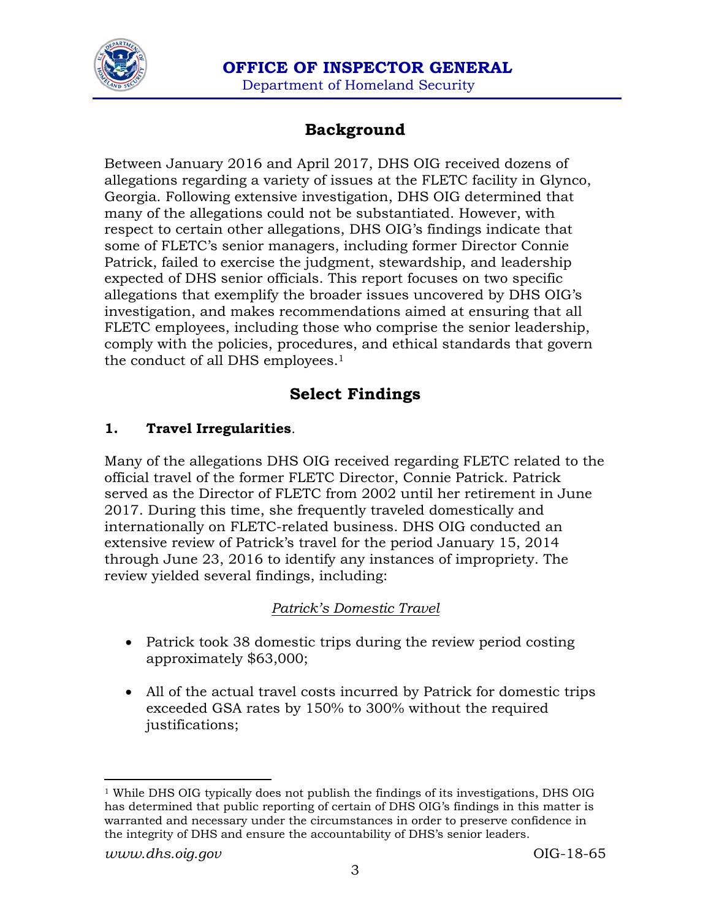## Background

Between January 2016 and April 2017, DHS OIG received dozens of allegations regarding a variety of issues at the FLETC facility in Glynco, Georgia. Following extensive investigation, DHS OIG determined that many of the allegations could not be substantiated. However, with respect to certain other allegations, DHS OIG's findings indicate that some of FLETC's senior managers, including former Director Connie Patrick, failed to exercise the judgment, stewardship, and leadership expected of DHS senior officials. This report focuses on two specific allegations that exemplify the broader issues uncovered by DHS OIG's investigation, and makes recommendations aimed at ensuring that all FLETC employees, including those who comprise the senior leadership, comply with the policies, procedures, and ethical standards that govern the conduct of all DHS employees.[1]

## Select Findings

### 1. Travel Irregularities.

Many of the allegations DHS OIG received regarding FLETC related to the official travel of the former FLETC Director, Connie Patrick. Patrick served as the Director of FLETC from 2002 until her retirement in June 2017. During this time, she frequently traveled domestically and internationally on FLETC-related business. DHS OIG conducted an extensive review of Patrick's travel for the period January 15, 2014 through June 23, 2016 to identify any instances of impropriety. The review yielded several findings, including:

*Patrick's Domestic Travel*

- Patrick took 38 domestic trips during the review period costing approximately $63,000;
- All of the actual travel costs incurred by Patrick for domestic trips exceeded GSA rates by 150% to 300% without the required justifications;

[1] While DHS OIG typically does not publish the findings of its investigations, DHS OIG has determined that public reporting of certain of DHS OIG's findings in this matter is warranted and necessary under the circumstances in order to preserve confidence in the integrity of DHS and ensure the accountability of DHS's senior leaders.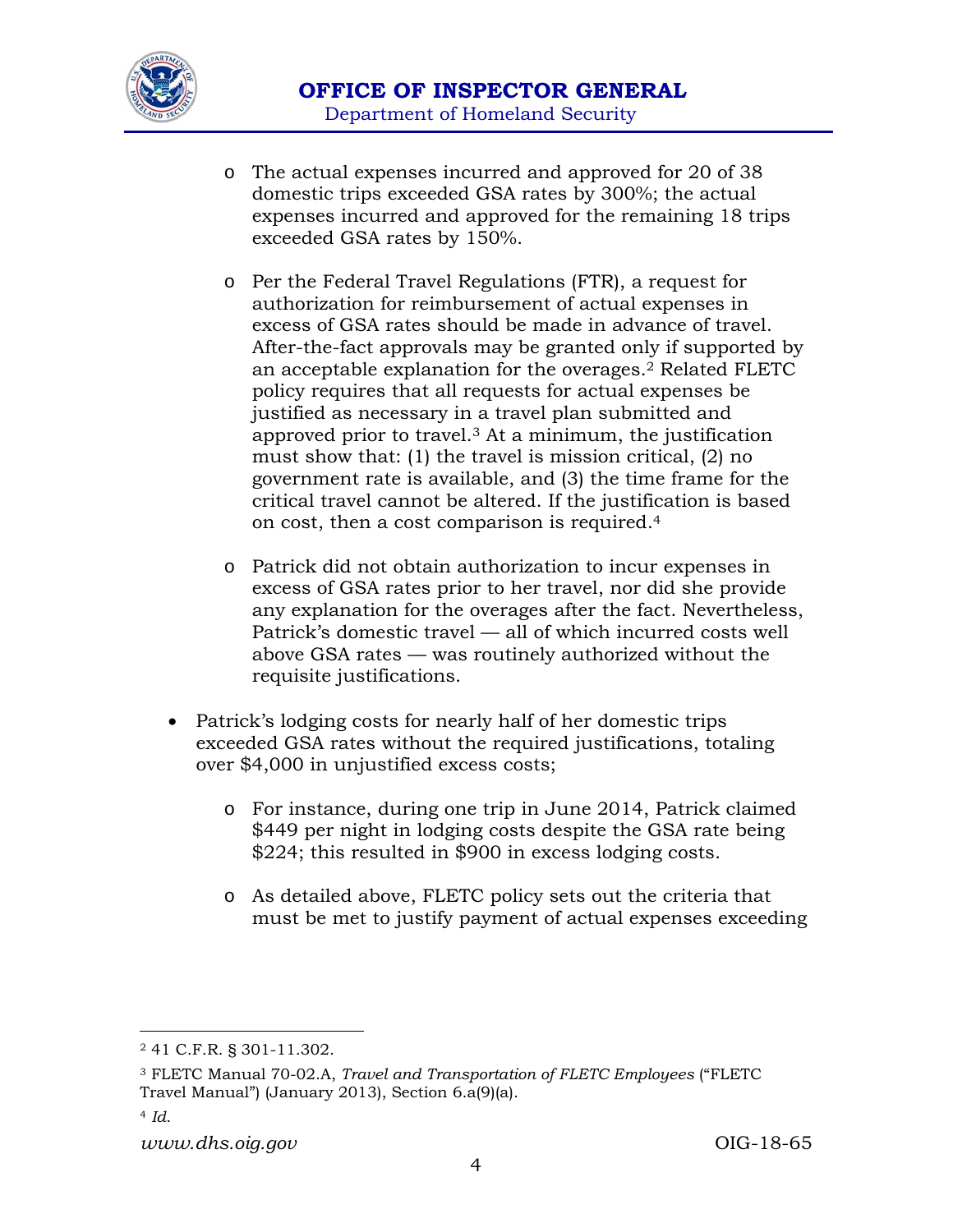- The actual expenses incurred and approved for 20 of 38 domestic trips exceeded GSA rates by 300%; the actual expenses incurred and approved for the remaining 18 trips exceeded GSA rates by 150%.

- Per the Federal Travel Regulations (FTR), a request for authorization for reimbursement of actual expenses in excess of GSA rates should be made in advance of travel. After-the-fact approvals may be granted only if supported by an acceptable explanation for the overages.[2] Related FLETC policy requires that all requests for actual expenses be justified as necessary in a travel plan submitted and approved prior to travel.[3] At a minimum, the justification must show that: (1) the travel is mission critical, (2) no government rate is available, and (3) the time frame for the critical travel cannot be altered. If the justification is based on cost, then a cost comparison is required.[4]

- Patrick did not obtain authorization to incur expenses in excess of GSA rates prior to her travel, nor did she provide any explanation for the overages after the fact. Nevertheless, Patrick's domestic travel — all of which incurred costs well above GSA rates — was routinely authorized without the requisite justifications.

- Patrick's lodging costs for nearly half of her domestic trips exceeded GSA rates without the required justifications, totaling over $4,000 in unjustified excess costs;

  - For instance, during one trip in June 2014, Patrick claimed $449 per night in lodging costs despite the GSA rate being $224; this resulted in $900 in excess lodging costs.

  - As detailed above, FLETC policy sets out the criteria that must be met to justify payment of actual expenses exceeding

---

[2] 41 C.F.R. § 301-11.302.

[3] FLETC Manual 70-02.A, *Travel and Transportation of FLETC Employees* ("FLETC Travel Manual") (January 2013), Section 6.a(9)(a).

[4] *Id.*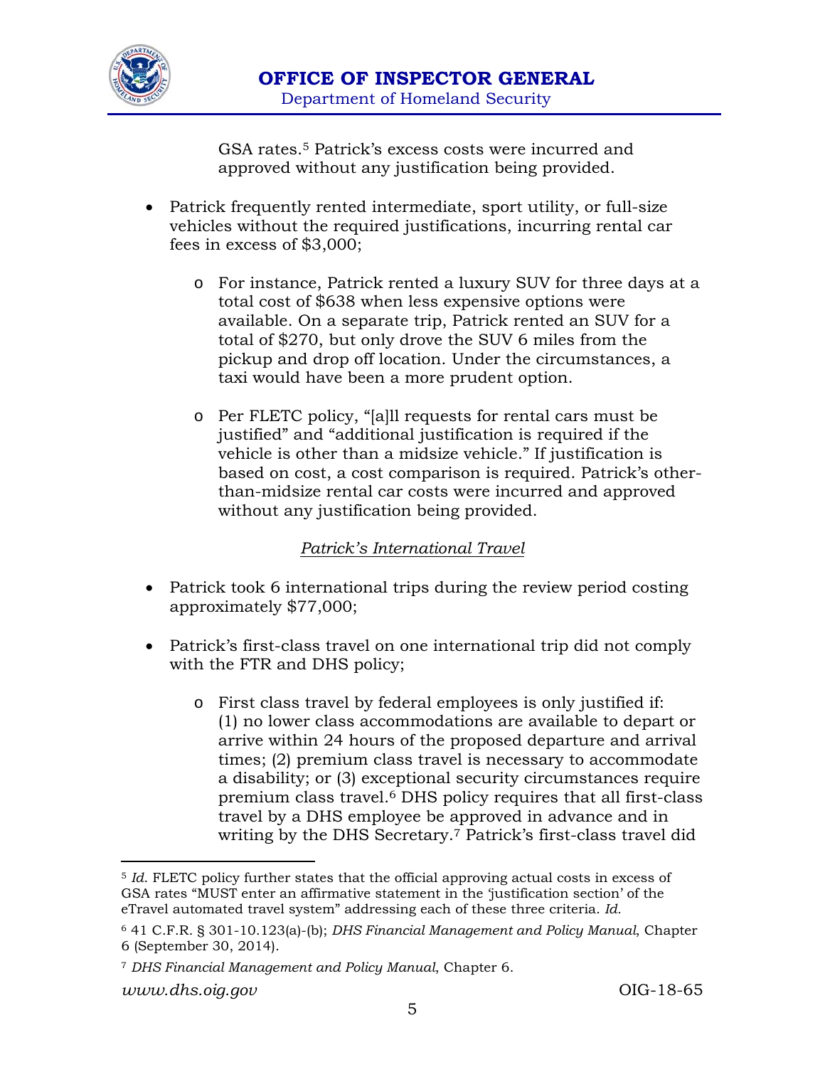GSA rates.[5] Patrick's excess costs were incurred and approved without any justification being provided.

- Patrick frequently rented intermediate, sport utility, or full-size vehicles without the required justifications, incurring rental car fees in excess of $3,000;
    - For instance, Patrick rented a luxury SUV for three days at a total cost of $638 when less expensive options were available. On a separate trip, Patrick rented an SUV for a total of $270, but only drove the SUV 6 miles from the pickup and drop off location. Under the circumstances, a taxi would have been a more prudent option.
    - Per FLETC policy, "[a]ll requests for rental cars must be justified" and "additional justification is required if the vehicle is other than a midsize vehicle." If justification is based on cost, a cost comparison is required. Patrick's other-than-midsize rental car costs were incurred and approved without any justification being provided.

*Patrick's International Travel*

- Patrick took 6 international trips during the review period costing approximately $77,000;
- Patrick's first-class travel on one international trip did not comply with the FTR and DHS policy;
    - First class travel by federal employees is only justified if: (1) no lower class accommodations are available to depart or arrive within 24 hours of the proposed departure and arrival times; (2) premium class travel is necessary to accommodate a disability; or (3) exceptional security circumstances require premium class travel.[6] DHS policy requires that all first-class travel by a DHS employee be approved in advance and in writing by the DHS Secretary.[7] Patrick's first-class travel did

---

[5] *Id.* FLETC policy further states that the official approving actual costs in excess of GSA rates "MUST enter an affirmative statement in the 'justification section' of the eTravel automated travel system" addressing each of these three criteria. *Id.*

[6] 41 C.F.R. § 301-10.123(a)-(b); *DHS Financial Management and Policy Manual*, Chapter 6 (September 30, 2014).

[7] *DHS Financial Management and Policy Manual*, Chapter 6.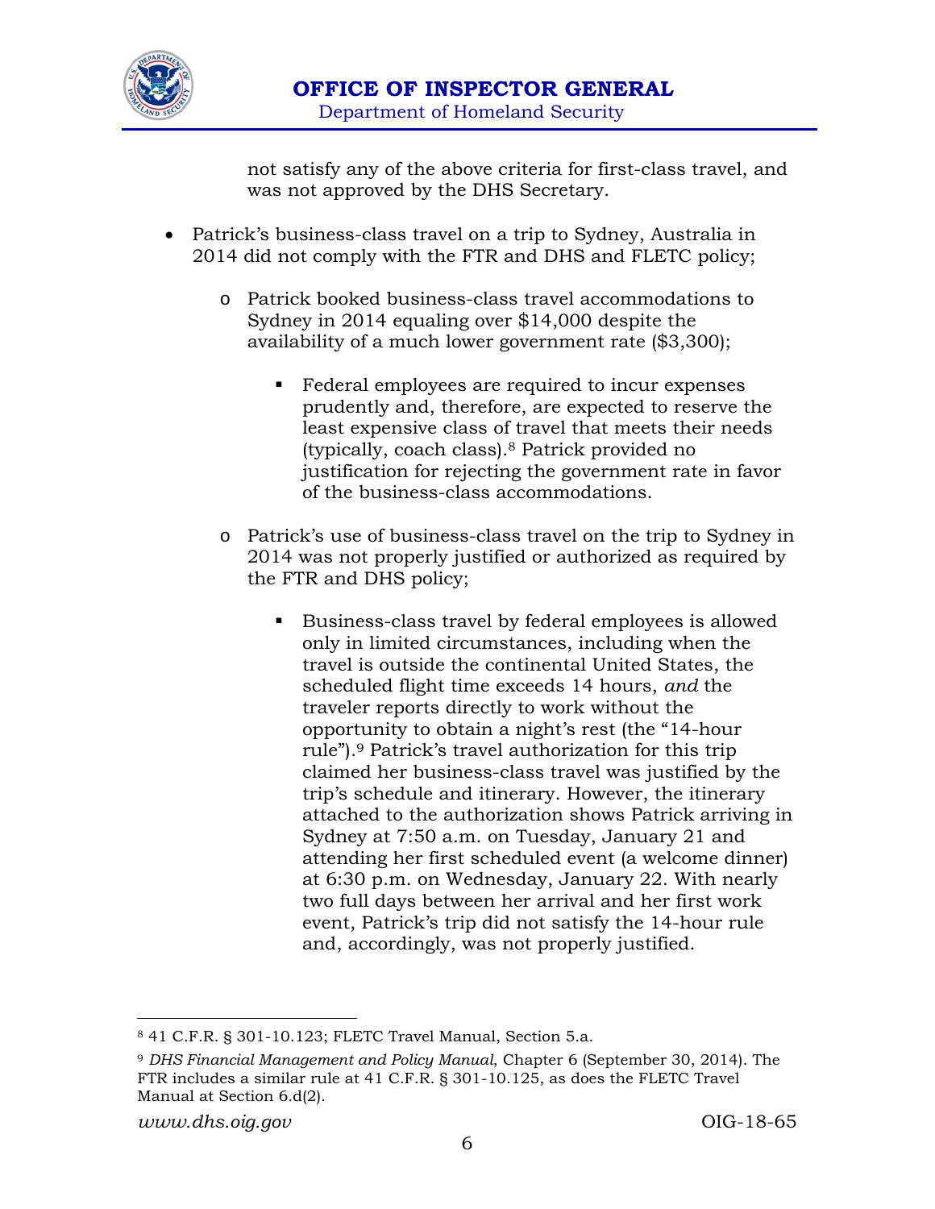not satisfy any of the above criteria for first-class travel, and was not approved by the DHS Secretary.

- Patrick's business-class travel on a trip to Sydney, Australia in 2014 did not comply with the FTR and DHS and FLETC policy;
  - Patrick booked business-class travel accommodations to Sydney in 2014 equaling over $14,000 despite the availability of a much lower government rate ($3,300);
    - Federal employees are required to incur expenses prudently and, therefore, are expected to reserve the least expensive class of travel that meets their needs (typically, coach class).[8] Patrick provided no justification for rejecting the government rate in favor of the business-class accommodations.
  - Patrick's use of business-class travel on the trip to Sydney in 2014 was not properly justified or authorized as required by the FTR and DHS policy;
    - Business-class travel by federal employees is allowed only in limited circumstances, including when the travel is outside the continental United States, the scheduled flight time exceeds 14 hours, *and* the traveler reports directly to work without the opportunity to obtain a night's rest (the "14-hour rule").[9] Patrick's travel authorization for this trip claimed her business-class travel was justified by the trip's schedule and itinerary. However, the itinerary attached to the authorization shows Patrick arriving in Sydney at 7:50 a.m. on Tuesday, January 21 and attending her first scheduled event (a welcome dinner) at 6:30 p.m. on Wednesday, January 22. With nearly two full days between her arrival and her first work event, Patrick's trip did not satisfy the 14-hour rule and, accordingly, was not properly justified.

---

[8] 41 C.F.R. § 301-10.123; FLETC Travel Manual, Section 5.a.

[9] *DHS Financial Management and Policy Manual*, Chapter 6 (September 30, 2014). The FTR includes a similar rule at 41 C.F.R. § 301-10.125, as does the FLETC Travel Manual at Section 6.d(2).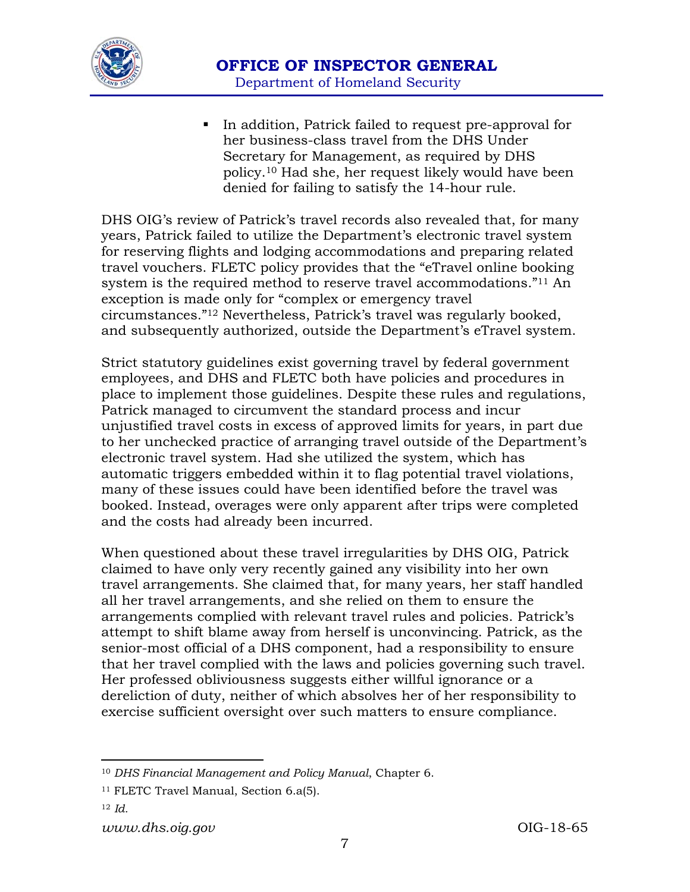- In addition, Patrick failed to request pre-approval for her business-class travel from the DHS Under Secretary for Management, as required by DHS policy.[10] Had she, her request likely would have been denied for failing to satisfy the 14-hour rule.

DHS OIG's review of Patrick's travel records also revealed that, for many years, Patrick failed to utilize the Department's electronic travel system for reserving flights and lodging accommodations and preparing related travel vouchers. FLETC policy provides that the "eTravel online booking system is the required method to reserve travel accommodations."[11] An exception is made only for "complex or emergency travel circumstances."[12] Nevertheless, Patrick's travel was regularly booked, and subsequently authorized, outside the Department's eTravel system.

Strict statutory guidelines exist governing travel by federal government employees, and DHS and FLETC both have policies and procedures in place to implement those guidelines. Despite these rules and regulations, Patrick managed to circumvent the standard process and incur unjustified travel costs in excess of approved limits for years, in part due to her unchecked practice of arranging travel outside of the Department's electronic travel system. Had she utilized the system, which has automatic triggers embedded within it to flag potential travel violations, many of these issues could have been identified before the travel was booked. Instead, overages were only apparent after trips were completed and the costs had already been incurred.

When questioned about these travel irregularities by DHS OIG, Patrick claimed to have only very recently gained any visibility into her own travel arrangements. She claimed that, for many years, her staff handled all her travel arrangements, and she relied on them to ensure the arrangements complied with relevant travel rules and policies. Patrick's attempt to shift blame away from herself is unconvincing. Patrick, as the senior-most official of a DHS component, had a responsibility to ensure that her travel complied with the laws and policies governing such travel. Her professed obliviousness suggests either willful ignorance or a dereliction of duty, neither of which absolves her of her responsibility to exercise sufficient oversight over such matters to ensure compliance.

---

[10] *DHS Financial Management and Policy Manual*, Chapter 6.

[11] FLETC Travel Manual, Section 6.a(5).

[12] *Id.*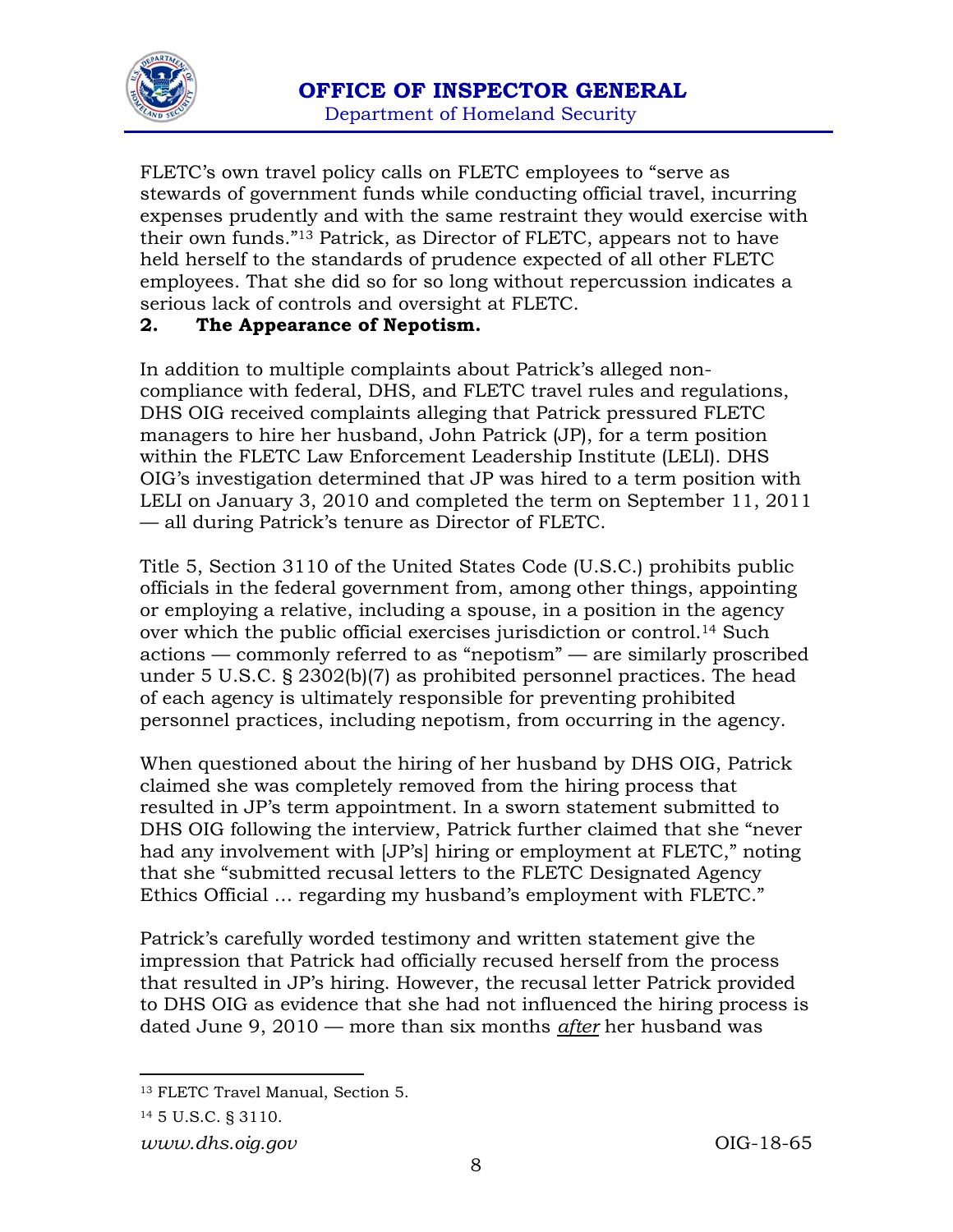FLETC's own travel policy calls on FLETC employees to "serve as stewards of government funds while conducting official travel, incurring expenses prudently and with the same restraint they would exercise with their own funds."[13] Patrick, as Director of FLETC, appears not to have held herself to the standards of prudence expected of all other FLETC employees. That she did so for so long without repercussion indicates a serious lack of controls and oversight at FLETC.

## 2. The Appearance of Nepotism.

In addition to multiple complaints about Patrick's alleged non-compliance with federal, DHS, and FLETC travel rules and regulations, DHS OIG received complaints alleging that Patrick pressured FLETC managers to hire her husband, John Patrick (JP), for a term position within the FLETC Law Enforcement Leadership Institute (LELI). DHS OIG's investigation determined that JP was hired to a term position with LELI on January 3, 2010 and completed the term on September 11, 2011 — all during Patrick's tenure as Director of FLETC.

Title 5, Section 3110 of the United States Code (U.S.C.) prohibits public officials in the federal government from, among other things, appointing or employing a relative, including a spouse, in a position in the agency over which the public official exercises jurisdiction or control.[14] Such actions — commonly referred to as "nepotism" — are similarly proscribed under 5 U.S.C. § 2302(b)(7) as prohibited personnel practices. The head of each agency is ultimately responsible for preventing prohibited personnel practices, including nepotism, from occurring in the agency.

When questioned about the hiring of her husband by DHS OIG, Patrick claimed she was completely removed from the hiring process that resulted in JP's term appointment. In a sworn statement submitted to DHS OIG following the interview, Patrick further claimed that she "never had any involvement with [JP's] hiring or employment at FLETC," noting that she "submitted recusal letters to the FLETC Designated Agency Ethics Official … regarding my husband's employment with FLETC."

Patrick's carefully worded testimony and written statement give the impression that Patrick had officially recused herself from the process that resulted in JP's hiring. However, the recusal letter Patrick provided to DHS OIG as evidence that she had not influenced the hiring process is dated June 9, 2010 — more than six months ***after*** her husband was

---

[13] FLETC Travel Manual, Section 5.

[14] 5 U.S.C. § 3110.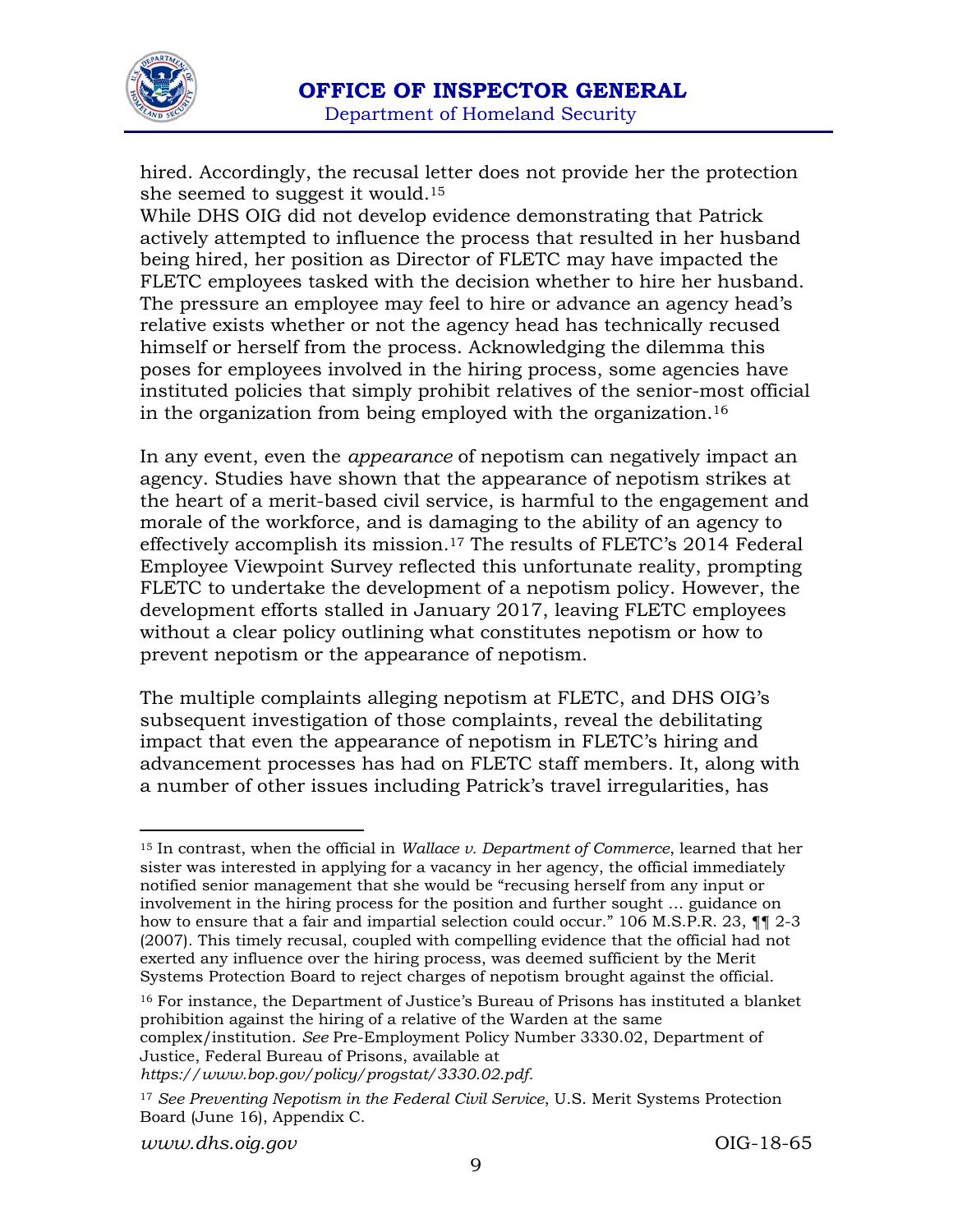hired. Accordingly, the recusal letter does not provide her the protection she seemed to suggest it would.[15]

While DHS OIG did not develop evidence demonstrating that Patrick actively attempted to influence the process that resulted in her husband being hired, her position as Director of FLETC may have impacted the FLETC employees tasked with the decision whether to hire her husband. The pressure an employee may feel to hire or advance an agency head's relative exists whether or not the agency head has technically recused himself or herself from the process. Acknowledging the dilemma this poses for employees involved in the hiring process, some agencies have instituted policies that simply prohibit relatives of the senior-most official in the organization from being employed with the organization.[16]

In any event, even the *appearance* of nepotism can negatively impact an agency. Studies have shown that the appearance of nepotism strikes at the heart of a merit-based civil service, is harmful to the engagement and morale of the workforce, and is damaging to the ability of an agency to effectively accomplish its mission.[17] The results of FLETC's 2014 Federal Employee Viewpoint Survey reflected this unfortunate reality, prompting FLETC to undertake the development of a nepotism policy. However, the development efforts stalled in January 2017, leaving FLETC employees without a clear policy outlining what constitutes nepotism or how to prevent nepotism or the appearance of nepotism.

The multiple complaints alleging nepotism at FLETC, and DHS OIG's subsequent investigation of those complaints, reveal the debilitating impact that even the appearance of nepotism in FLETC's hiring and advancement processes has had on FLETC staff members. It, along with a number of other issues including Patrick's travel irregularities, has

---

[15] In contrast, when the official in *Wallace v. Department of Commerce*, learned that her sister was interested in applying for a vacancy in her agency, the official immediately notified senior management that she would be "recusing herself from any input or involvement in the hiring process for the position and further sought … guidance on how to ensure that a fair and impartial selection could occur." 106 M.S.P.R. 23, ¶¶ 2-3 (2007). This timely recusal, coupled with compelling evidence that the official had not exerted any influence over the hiring process, was deemed sufficient by the Merit Systems Protection Board to reject charges of nepotism brought against the official.

[16] For instance, the Department of Justice's Bureau of Prisons has instituted a blanket prohibition against the hiring of a relative of the Warden at the same complex/institution. *See* Pre-Employment Policy Number 3330.02, Department of Justice, Federal Bureau of Prisons, available at *https://www.bop.gov/policy/progstat/3330.02.pdf*.

[17] *See Preventing Nepotism in the Federal Civil Service*, U.S. Merit Systems Protection Board (June 16), Appendix C.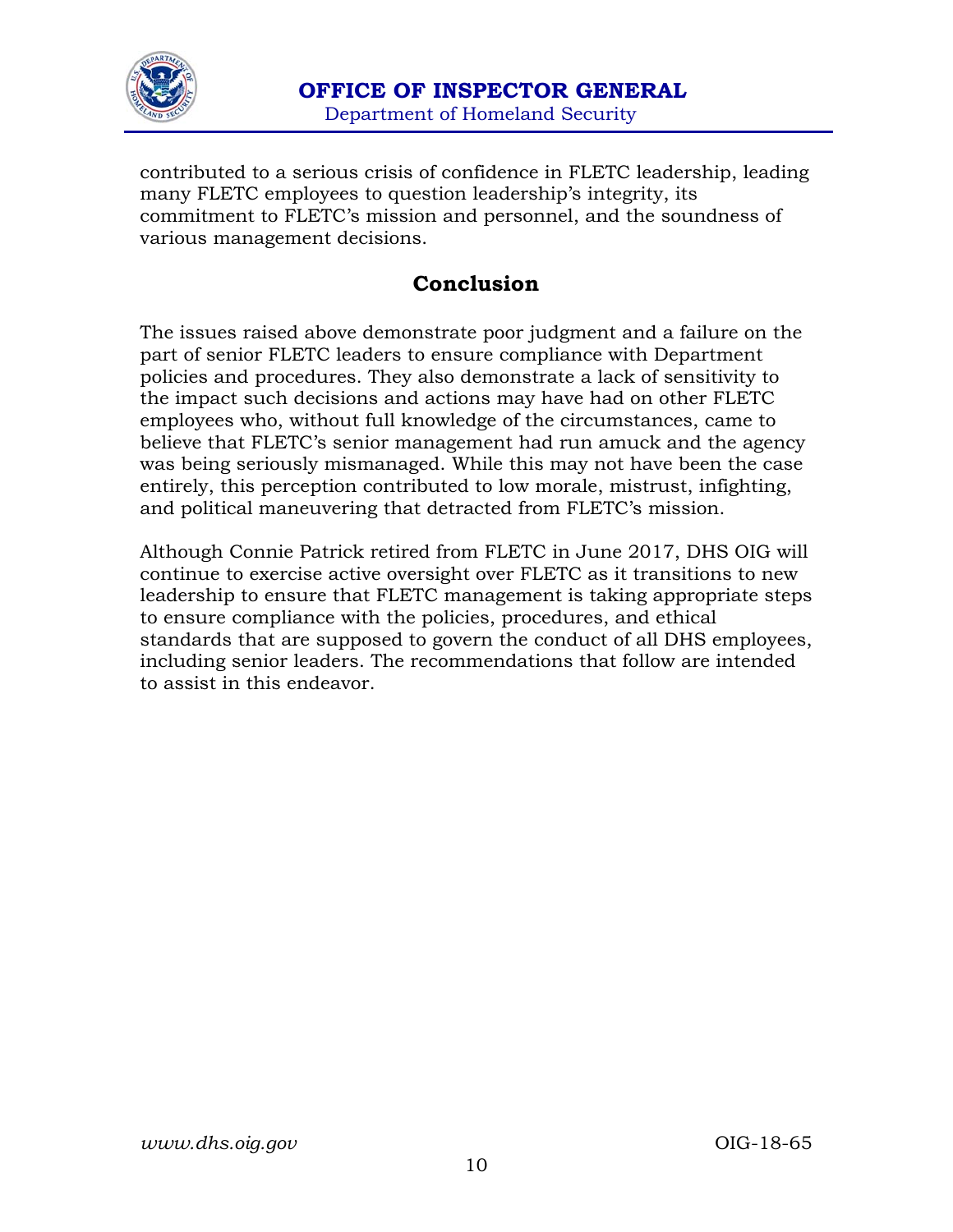contributed to a serious crisis of confidence in FLETC leadership, leading many FLETC employees to question leadership's integrity, its commitment to FLETC's mission and personnel, and the soundness of various management decisions.

## Conclusion

The issues raised above demonstrate poor judgment and a failure on the part of senior FLETC leaders to ensure compliance with Department policies and procedures. They also demonstrate a lack of sensitivity to the impact such decisions and actions may have had on other FLETC employees who, without full knowledge of the circumstances, came to believe that FLETC's senior management had run amuck and the agency was being seriously mismanaged. While this may not have been the case entirely, this perception contributed to low morale, mistrust, infighting, and political maneuvering that detracted from FLETC's mission.

Although Connie Patrick retired from FLETC in June 2017, DHS OIG will continue to exercise active oversight over FLETC as it transitions to new leadership to ensure that FLETC management is taking appropriate steps to ensure compliance with the policies, procedures, and ethical standards that are supposed to govern the conduct of all DHS employees, including senior leaders. The recommendations that follow are intended to assist in this endeavor.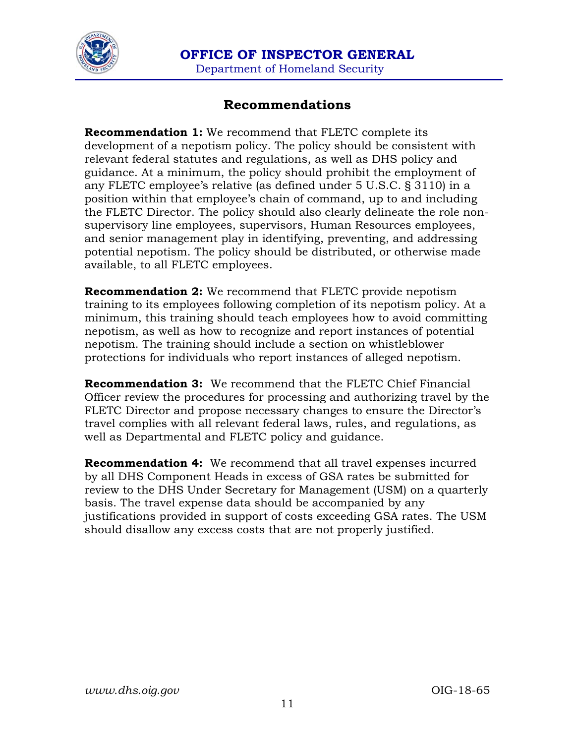## Recommendations

**Recommendation 1:** We recommend that FLETC complete its development of a nepotism policy. The policy should be consistent with relevant federal statutes and regulations, as well as DHS policy and guidance. At a minimum, the policy should prohibit the employment of any FLETC employee's relative (as defined under 5 U.S.C. § 3110) in a position within that employee's chain of command, up to and including the FLETC Director. The policy should also clearly delineate the role non-supervisory line employees, supervisors, Human Resources employees, and senior management play in identifying, preventing, and addressing potential nepotism. The policy should be distributed, or otherwise made available, to all FLETC employees.

**Recommendation 2:** We recommend that FLETC provide nepotism training to its employees following completion of its nepotism policy. At a minimum, this training should teach employees how to avoid committing nepotism, as well as how to recognize and report instances of potential nepotism. The training should include a section on whistleblower protections for individuals who report instances of alleged nepotism.

**Recommendation 3:** We recommend that the FLETC Chief Financial Officer review the procedures for processing and authorizing travel by the FLETC Director and propose necessary changes to ensure the Director's travel complies with all relevant federal laws, rules, and regulations, as well as Departmental and FLETC policy and guidance.

**Recommendation 4:** We recommend that all travel expenses incurred by all DHS Component Heads in excess of GSA rates be submitted for review to the DHS Under Secretary for Management (USM) on a quarterly basis. The travel expense data should be accompanied by any justifications provided in support of costs exceeding GSA rates. The USM should disallow any excess costs that are not properly justified.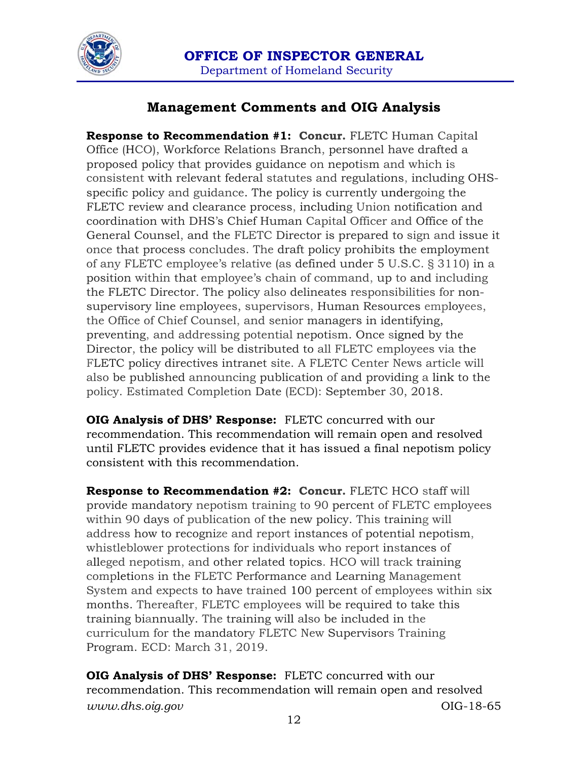## Management Comments and OIG Analysis

**Response to Recommendation #1: Concur.** FLETC Human Capital Office (HCO), Workforce Relations Branch, personnel have drafted a proposed policy that provides guidance on nepotism and which is consistent with relevant federal statutes and regulations, including OHS-specific policy and guidance. The policy is currently undergoing the FLETC review and clearance process, including Union notification and coordination with DHS's Chief Human Capital Officer and Office of the General Counsel, and the FLETC Director is prepared to sign and issue it once that process concludes. The draft policy prohibits the employment of any FLETC employee's relative (as defined under 5 U.S.C. § 3110) in a position within that employee's chain of command, up to and including the FLETC Director. The policy also delineates responsibilities for non-supervisory line employees, supervisors, Human Resources employees, the Office of Chief Counsel, and senior managers in identifying, preventing, and addressing potential nepotism. Once signed by the Director, the policy will be distributed to all FLETC employees via the FLETC policy directives intranet site. A FLETC Center News article will also be published announcing publication of and providing a link to the policy. Estimated Completion Date (ECD): September 30, 2018.

**OIG Analysis of DHS' Response:** FLETC concurred with our recommendation. This recommendation will remain open and resolved until FLETC provides evidence that it has issued a final nepotism policy consistent with this recommendation.

**Response to Recommendation #2: Concur.** FLETC HCO staff will provide mandatory nepotism training to 90 percent of FLETC employees within 90 days of publication of the new policy. This training will address how to recognize and report instances of potential nepotism, whistleblower protections for individuals who report instances of alleged nepotism, and other related topics. HCO will track training completions in the FLETC Performance and Learning Management System and expects to have trained 100 percent of employees within six months. Thereafter, FLETC employees will be required to take this training biannually. The training will also be included in the curriculum for the mandatory FLETC New Supervisors Training Program. ECD: March 31, 2019.

**OIG Analysis of DHS' Response:** FLETC concurred with our recommendation. This recommendation will remain open and resolved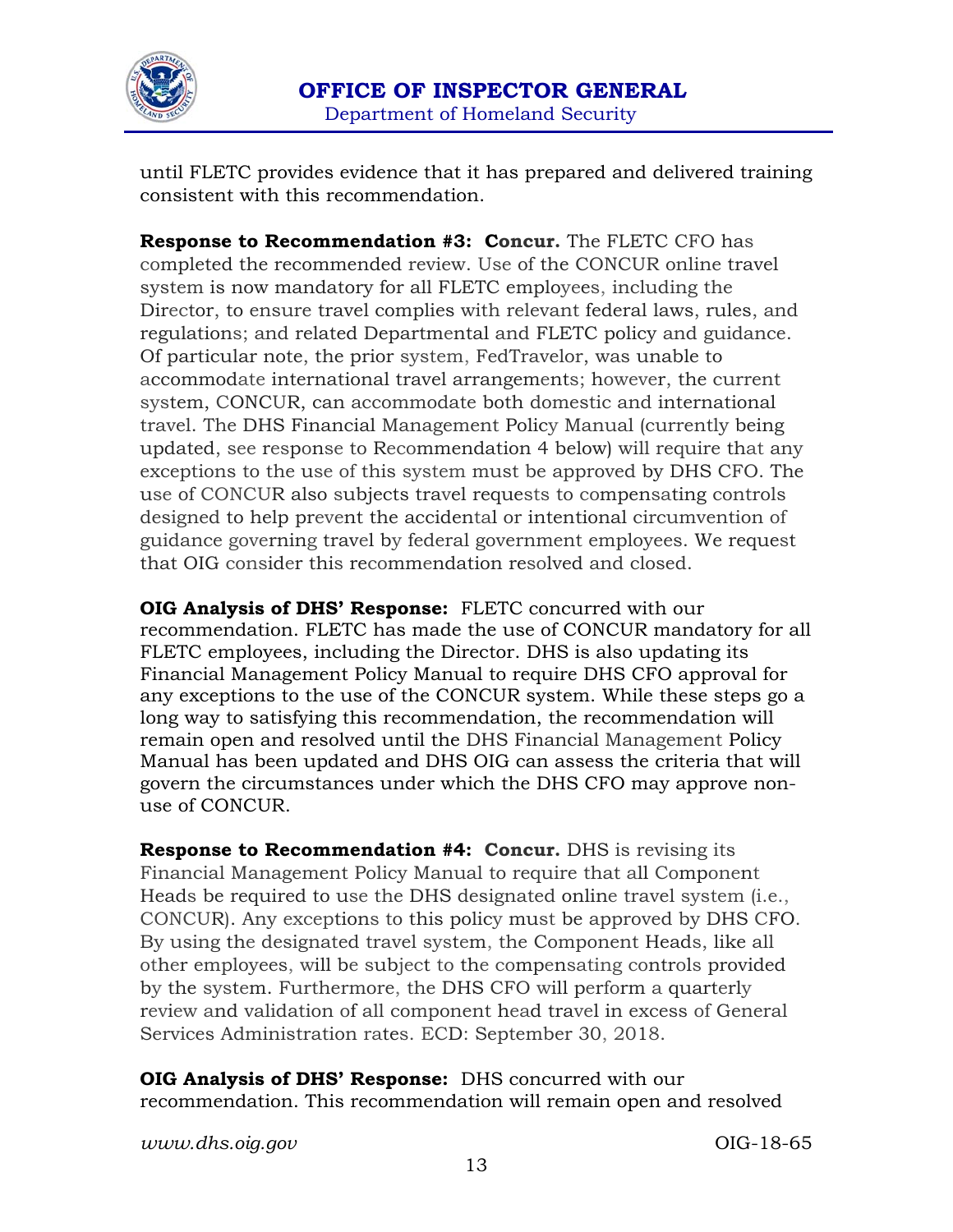until FLETC provides evidence that it has prepared and delivered training consistent with this recommendation.

**Response to Recommendation #3: Concur.** The FLETC CFO has completed the recommended review. Use of the CONCUR online travel system is now mandatory for all FLETC employees, including the Director, to ensure travel complies with relevant federal laws, rules, and regulations; and related Departmental and FLETC policy and guidance. Of particular note, the prior system, FedTravelor, was unable to accommodate international travel arrangements; however, the current system, CONCUR, can accommodate both domestic and international travel. The DHS Financial Management Policy Manual (currently being updated, see response to Recommendation 4 below) will require that any exceptions to the use of this system must be approved by DHS CFO. The use of CONCUR also subjects travel requests to compensating controls designed to help prevent the accidental or intentional circumvention of guidance governing travel by federal government employees. We request that OIG consider this recommendation resolved and closed.

**OIG Analysis of DHS' Response:** FLETC concurred with our recommendation. FLETC has made the use of CONCUR mandatory for all FLETC employees, including the Director. DHS is also updating its Financial Management Policy Manual to require DHS CFO approval for any exceptions to the use of the CONCUR system. While these steps go a long way to satisfying this recommendation, the recommendation will remain open and resolved until the DHS Financial Management Policy Manual has been updated and DHS OIG can assess the criteria that will govern the circumstances under which the DHS CFO may approve non-use of CONCUR.

**Response to Recommendation #4: Concur.** DHS is revising its Financial Management Policy Manual to require that all Component Heads be required to use the DHS designated online travel system (i.e., CONCUR). Any exceptions to this policy must be approved by DHS CFO. By using the designated travel system, the Component Heads, like all other employees, will be subject to the compensating controls provided by the system. Furthermore, the DHS CFO will perform a quarterly review and validation of all component head travel in excess of General Services Administration rates. ECD: September 30, 2018.

**OIG Analysis of DHS' Response:** DHS concurred with our recommendation. This recommendation will remain open and resolved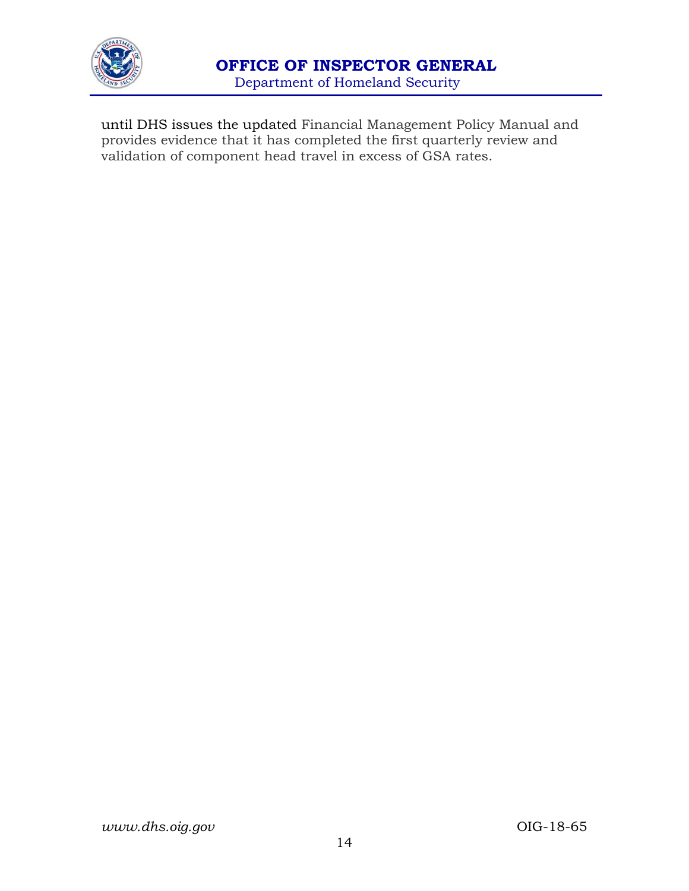until DHS issues the updated Financial Management Policy Manual and provides evidence that it has completed the first quarterly review and validation of component head travel in excess of GSA rates.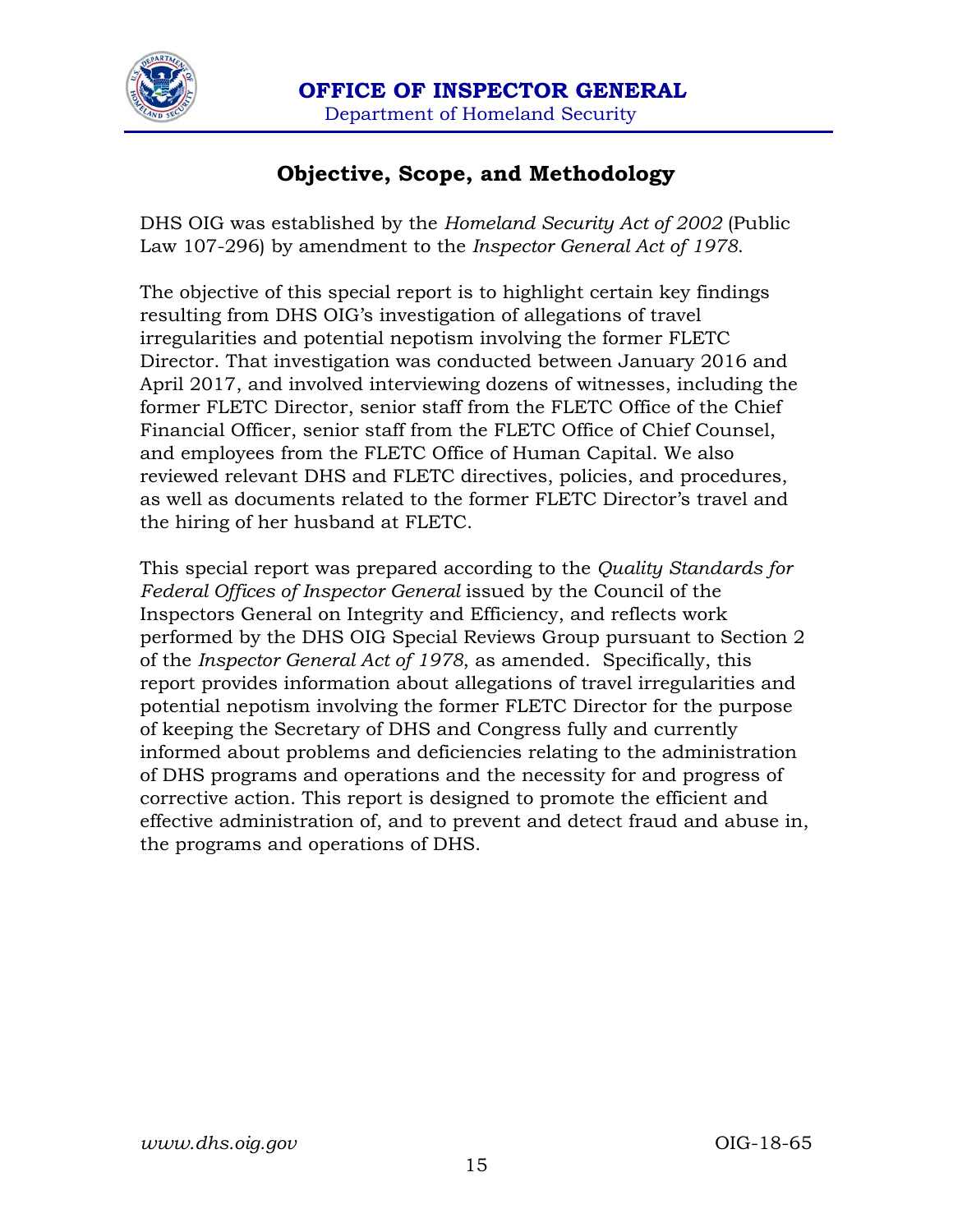## Objective, Scope, and Methodology

DHS OIG was established by the *Homeland Security Act of 2002* (Public Law 107-296) by amendment to the *Inspector General Act of 1978*.

The objective of this special report is to highlight certain key findings resulting from DHS OIG's investigation of allegations of travel irregularities and potential nepotism involving the former FLETC Director. That investigation was conducted between January 2016 and April 2017, and involved interviewing dozens of witnesses, including the former FLETC Director, senior staff from the FLETC Office of the Chief Financial Officer, senior staff from the FLETC Office of Chief Counsel, and employees from the FLETC Office of Human Capital. We also reviewed relevant DHS and FLETC directives, policies, and procedures, as well as documents related to the former FLETC Director's travel and the hiring of her husband at FLETC.

This special report was prepared according to the *Quality Standards for Federal Offices of Inspector General* issued by the Council of the Inspectors General on Integrity and Efficiency, and reflects work performed by the DHS OIG Special Reviews Group pursuant to Section 2 of the *Inspector General Act of 1978*, as amended. Specifically, this report provides information about allegations of travel irregularities and potential nepotism involving the former FLETC Director for the purpose of keeping the Secretary of DHS and Congress fully and currently informed about problems and deficiencies relating to the administration of DHS programs and operations and the necessity for and progress of corrective action. This report is designed to promote the efficient and effective administration of, and to prevent and detect fraud and abuse in, the programs and operations of DHS.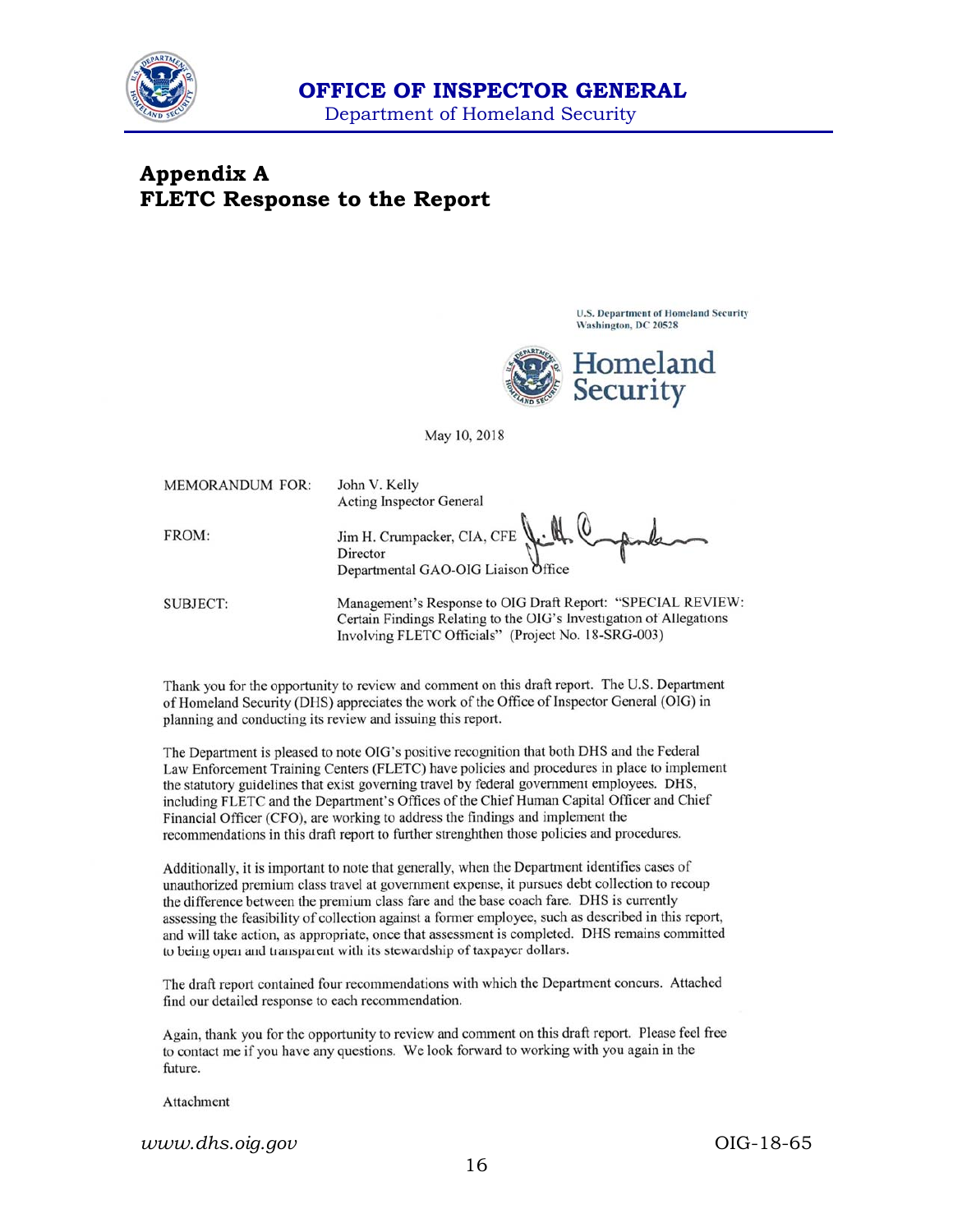## Appendix A
## FLETC Response to the Report

U.S. Department of Homeland Security
Washington, DC 20528

Homeland Security

May 10, 2018

MEMORANDUM FOR: John V. Kelly
Acting Inspector General

FROM: Jim H. Crumpacker, CIA, CFE
Director
Departmental GAO-OIG Liaison Office

SUBJECT: Management's Response to OIG Draft Report: "SPECIAL REVIEW: Certain Findings Relating to the OIG's Investigation of Allegations Involving FLETC Officials" (Project No. 18-SRG-003)

Thank you for the opportunity to review and comment on this draft report. The U.S. Department of Homeland Security (DHS) appreciates the work of the Office of Inspector General (OIG) in planning and conducting its review and issuing this report.

The Department is pleased to note OIG's positive recognition that both DHS and the Federal Law Enforcement Training Centers (FLETC) have policies and procedures in place to implement the statutory guidelines that exist governing travel by federal government employees. DHS, including FLETC and the Department's Offices of the Chief Human Capital Officer and Chief Financial Officer (CFO), are working to address the findings and implement the recommendations in this draft report to further strenghthen those policies and procedures.

Additionally, it is important to note that generally, when the Department identifies cases of unauthorized premium class travel at government expense, it pursues debt collection to recoup the difference between the premium class fare and the base coach fare. DHS is currently assessing the feasibility of collection against a former employee, such as described in this report, and will take action, as appropriate, once that assessment is completed. DHS remains committed to being open and transparent with its stewardship of taxpayer dollars.

The draft report contained four recommendations with which the Department concurs. Attached find our detailed response to each recommendation.

Again, thank you for the opportunity to review and comment on this draft report. Please feel free to contact me if you have any questions. We look forward to working with you again in the future.

Attachment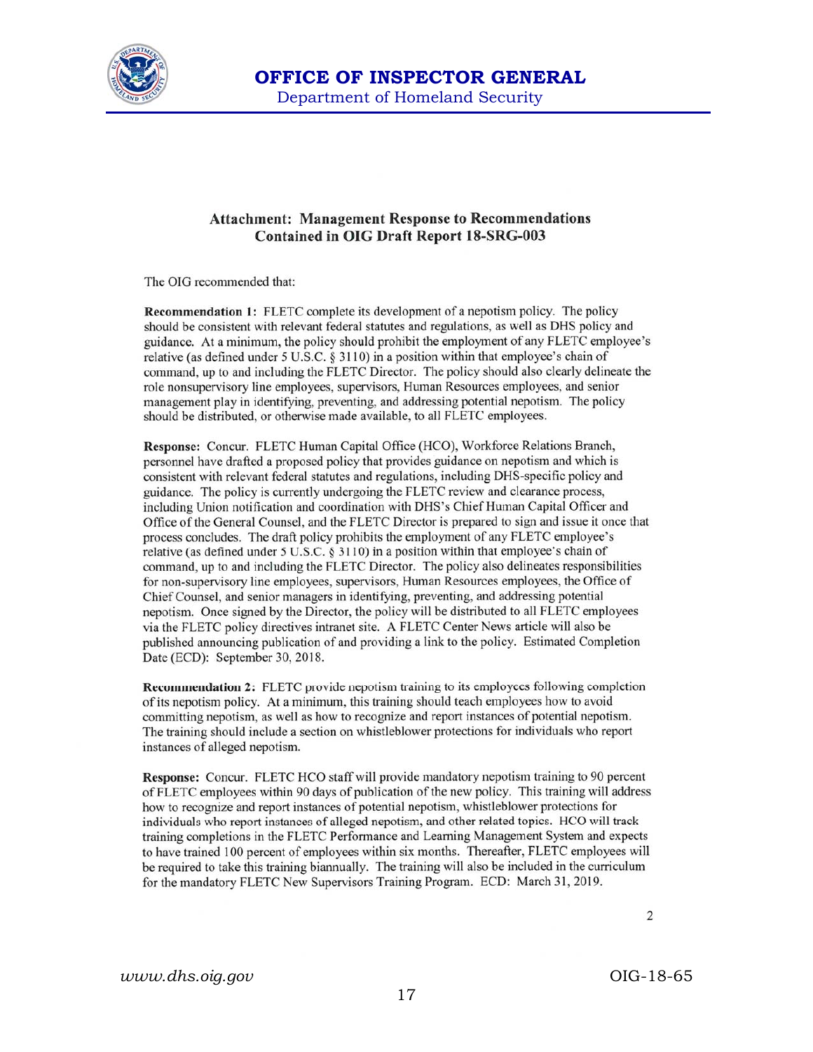## Attachment: Management Response to Recommendations Contained in OIG Draft Report 18-SRG-003

The OIG recommended that:

**Recommendation 1:** FLETC complete its development of a nepotism policy. The policy should be consistent with relevant federal statutes and regulations, as well as DHS policy and guidance. At a minimum, the policy should prohibit the employment of any FLETC employee's relative (as defined under 5 U.S.C. § 3110) in a position within that employee's chain of command, up to and including the FLETC Director. The policy should also clearly delineate the role nonsupervisory line employees, supervisors, Human Resources employees, and senior management play in identifying, preventing, and addressing potential nepotism. The policy should be distributed, or otherwise made available, to all FLETC employees.

**Response:** Concur. FLETC Human Capital Office (HCO), Workforce Relations Branch, personnel have drafted a proposed policy that provides guidance on nepotism and which is consistent with relevant federal statutes and regulations, including DHS-specific policy and guidance. The policy is currently undergoing the FLETC review and clearance process, including Union notification and coordination with DHS's Chief Human Capital Officer and Office of the General Counsel, and the FLETC Director is prepared to sign and issue it once that process concludes. The draft policy prohibits the employment of any FLETC employee's relative (as defined under 5 U.S.C. § 3110) in a position within that employee's chain of command, up to and including the FLETC Director. The policy also delineates responsibilities for non-supervisory line employees, supervisors, Human Resources employees, the Office of Chief Counsel, and senior managers in identifying, preventing, and addressing potential nepotism. Once signed by the Director, the policy will be distributed to all FLETC employees via the FLETC policy directives intranet site. A FLETC Center News article will also be published announcing publication of and providing a link to the policy. Estimated Completion Date (ECD): September 30, 2018.

**Recommendation 2:** FLETC provide nepotism training to its employees following completion of its nepotism policy. At a minimum, this training should teach employees how to avoid committing nepotism, as well as how to recognize and report instances of potential nepotism. The training should include a section on whistleblower protections for individuals who report instances of alleged nepotism.

**Response:** Concur. FLETC HCO staff will provide mandatory nepotism training to 90 percent of FLETC employees within 90 days of publication of the new policy. This training will address how to recognize and report instances of potential nepotism, whistleblower protections for individuals who report instances of alleged nepotism, and other related topics. HCO will track training completions in the FLETC Performance and Learning Management System and expects to have trained 100 percent of employees within six months. Thereafter, FLETC employees will be required to take this training biannually. The training will also be included in the curriculum for the mandatory FLETC New Supervisors Training Program. ECD: March 31, 2019.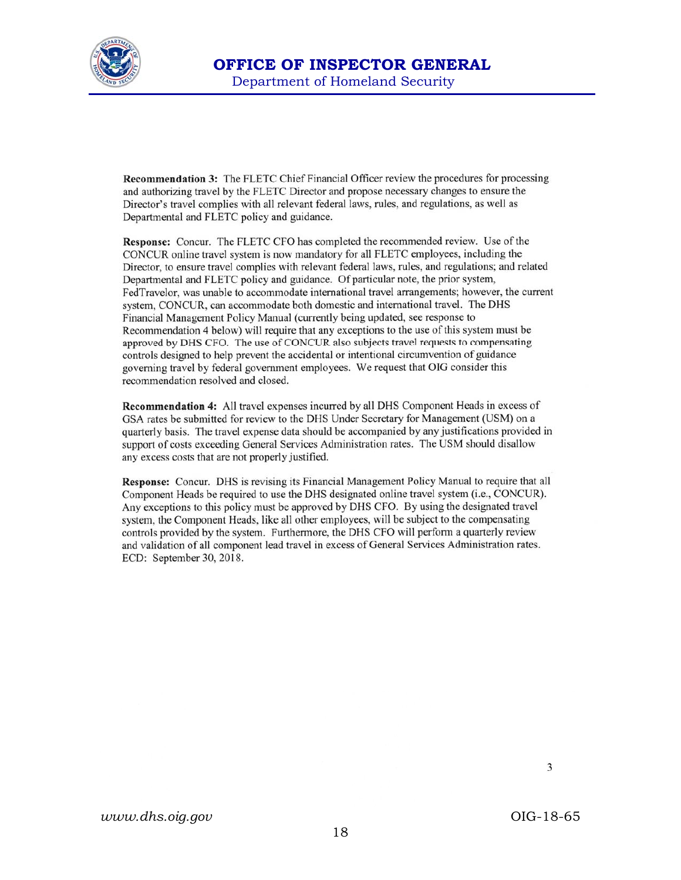**Recommendation 3:** The FLETC Chief Financial Officer review the procedures for processing and authorizing travel by the FLETC Director and propose necessary changes to ensure the Director's travel complies with all relevant federal laws, rules, and regulations, as well as Departmental and FLETC policy and guidance.

**Response:** Concur. The FLETC CFO has completed the recommended review. Use of the CONCUR online travel system is now mandatory for all FLETC employees, including the Director, to ensure travel complies with relevant federal laws, rules, and regulations; and related Departmental and FLETC policy and guidance. Of particular note, the prior system, FedTravelor, was unable to accommodate international travel arrangements; however, the current system, CONCUR, can accommodate both domestic and international travel. The DHS Financial Management Policy Manual (currently being updated, see response to Recommendation 4 below) will require that any exceptions to the use of this system must be approved by DHS CFO. The use of CONCUR also subjects travel requests to compensating controls designed to help prevent the accidental or intentional circumvention of guidance governing travel by federal government employees. We request that OIG consider this recommendation resolved and closed.

**Recommendation 4:** All travel expenses incurred by all DHS Component Heads in excess of GSA rates be submitted for review to the DHS Under Secretary for Management (USM) on a quarterly basis. The travel expense data should be accompanied by any justifications provided in support of costs exceeding General Services Administration rates. The USM should disallow any excess costs that are not properly justified.

**Response:** Concur. DHS is revising its Financial Management Policy Manual to require that all Component Heads be required to use the DHS designated online travel system (i.e., CONCUR). Any exceptions to this policy must be approved by DHS CFO. By using the designated travel system, the Component Heads, like all other employees, will be subject to the compensating controls provided by the system. Furthermore, the DHS CFO will perform a quarterly review and validation of all component lead travel in excess of General Services Administration rates. ECD: September 30, 2018.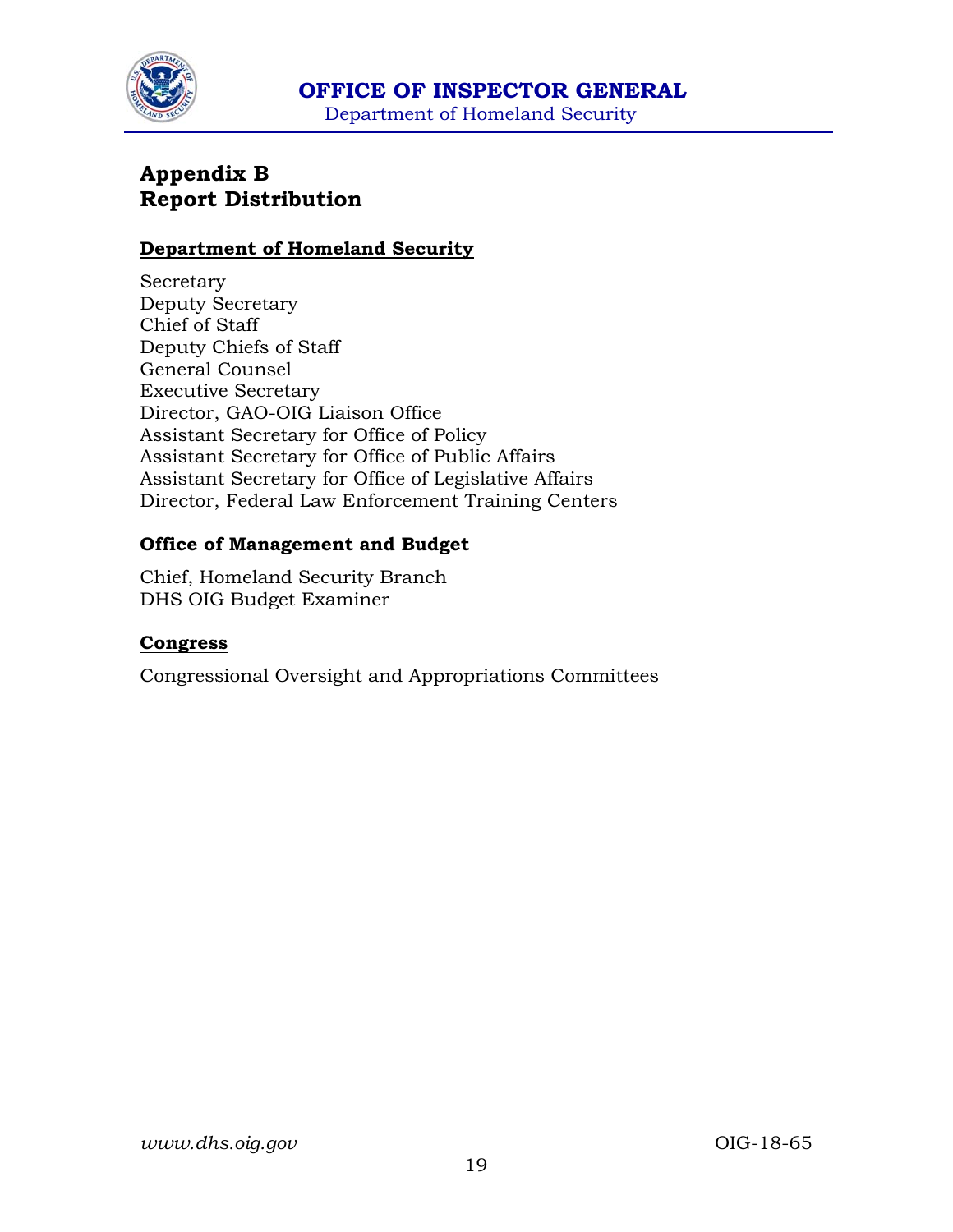# Appendix B
# Report Distribution

## Department of Homeland Security

Secretary
Deputy Secretary
Chief of Staff
Deputy Chiefs of Staff
General Counsel
Executive Secretary
Director, GAO-OIG Liaison Office
Assistant Secretary for Office of Policy
Assistant Secretary for Office of Public Affairs
Assistant Secretary for Office of Legislative Affairs
Director, Federal Law Enforcement Training Centers

## Office of Management and Budget

Chief, Homeland Security Branch
DHS OIG Budget Examiner

## Congress

Congressional Oversight and Appropriations Committees